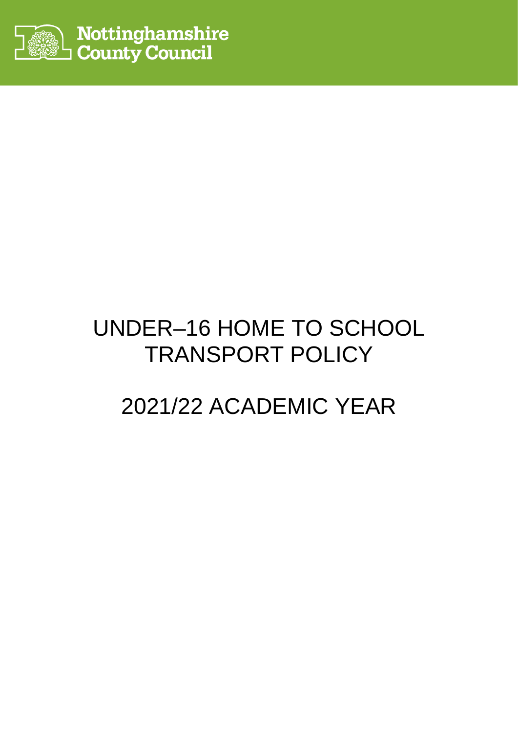Nottinghamshire County Council

# UNDER–16 HOME TO SCHOOL TRANSPORT POLICY

# 2021/22 ACADEMIC YEAR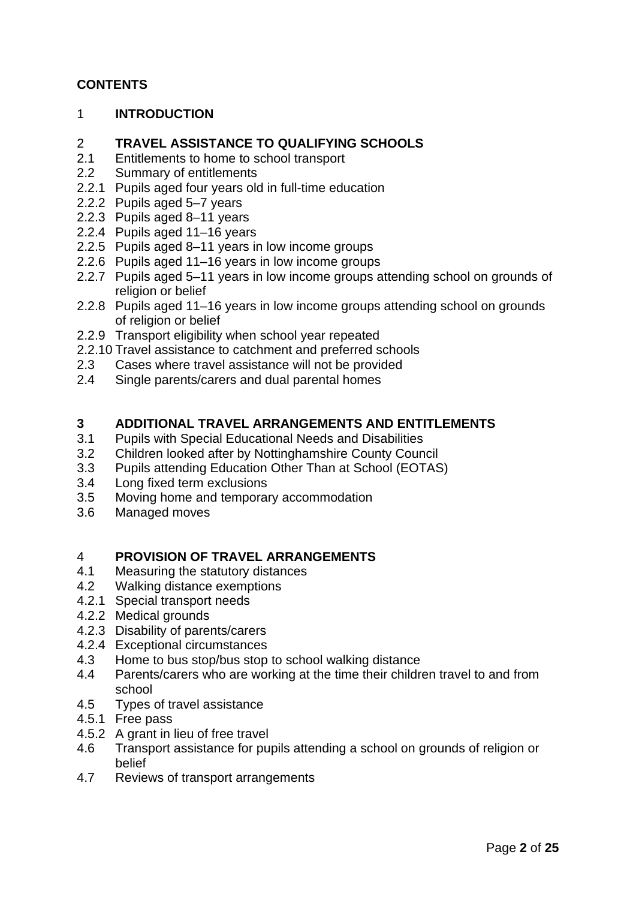**CONTENTS**

1 **INTRODUCTION**

2 **TRAVEL ASSISTANCE TO QUALIFYING SCHOOLS**
2.1 Entitlements to home to school transport
2.2 Summary of entitlements
2.2.1 Pupils aged four years old in full-time education
2.2.2 Pupils aged 5–7 years
2.2.3 Pupils aged 8–11 years
2.2.4 Pupils aged 11–16 years
2.2.5 Pupils aged 8–11 years in low income groups
2.2.6 Pupils aged 11–16 years in low income groups
2.2.7 Pupils aged 5–11 years in low income groups attending school on grounds of religion or belief
2.2.8 Pupils aged 11–16 years in low income groups attending school on grounds of religion or belief
2.2.9 Transport eligibility when school year repeated
2.2.10 Travel assistance to catchment and preferred schools
2.3 Cases where travel assistance will not be provided
2.4 Single parents/carers and dual parental homes

**3 ADDITIONAL TRAVEL ARRANGEMENTS AND ENTITLEMENTS**
3.1 Pupils with Special Educational Needs and Disabilities
3.2 Children looked after by Nottinghamshire County Council
3.3 Pupils attending Education Other Than at School (EOTAS)
3.4 Long fixed term exclusions
3.5 Moving home and temporary accommodation
3.6 Managed moves

4 **PROVISION OF TRAVEL ARRANGEMENTS**
4.1 Measuring the statutory distances
4.2 Walking distance exemptions
4.2.1 Special transport needs
4.2.2 Medical grounds
4.2.3 Disability of parents/carers
4.2.4 Exceptional circumstances
4.3 Home to bus stop/bus stop to school walking distance
4.4 Parents/carers who are working at the time their children travel to and from school
4.5 Types of travel assistance
4.5.1 Free pass
4.5.2 A grant in lieu of free travel
4.6 Transport assistance for pupils attending a school on grounds of religion or belief
4.7 Reviews of transport arrangements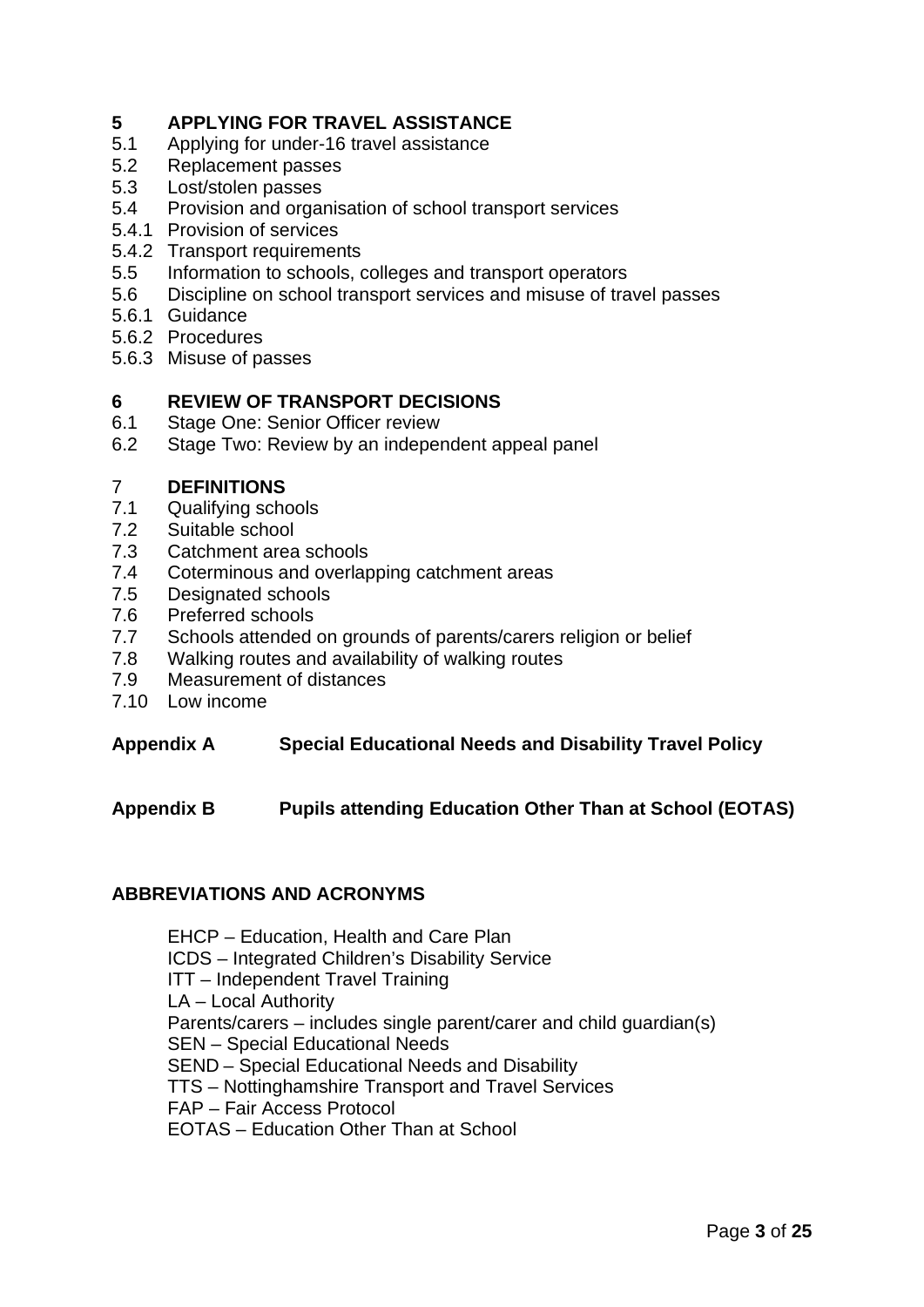**5 APPLYING FOR TRAVEL ASSISTANCE**

5.1 Applying for under-16 travel assistance
5.2 Replacement passes
5.3 Lost/stolen passes
5.4 Provision and organisation of school transport services
5.4.1 Provision of services
5.4.2 Transport requirements
5.5 Information to schools, colleges and transport operators
5.6 Discipline on school transport services and misuse of travel passes
5.6.1 Guidance
5.6.2 Procedures
5.6.3 Misuse of passes

**6 REVIEW OF TRANSPORT DECISIONS**

6.1 Stage One: Senior Officer review
6.2 Stage Two: Review by an independent appeal panel

7 **DEFINITIONS**

7.1 Qualifying schools
7.2 Suitable school
7.3 Catchment area schools
7.4 Coterminous and overlapping catchment areas
7.5 Designated schools
7.6 Preferred schools
7.7 Schools attended on grounds of parents/carers religion or belief
7.8 Walking routes and availability of walking routes
7.9 Measurement of distances
7.10 Low income

**Appendix A Special Educational Needs and Disability Travel Policy**

**Appendix B Pupils attending Education Other Than at School (EOTAS)**

**ABBREVIATIONS AND ACRONYMS**

EHCP – Education, Health and Care Plan
ICDS – Integrated Children's Disability Service
ITT – Independent Travel Training
LA – Local Authority
Parents/carers – includes single parent/carer and child guardian(s)
SEN – Special Educational Needs
SEND – Special Educational Needs and Disability
TTS – Nottinghamshire Transport and Travel Services
FAP – Fair Access Protocol
EOTAS – Education Other Than at School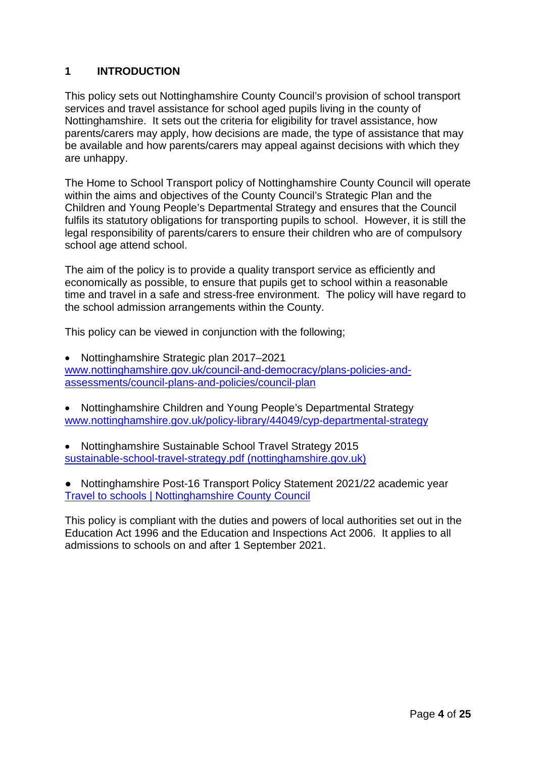## 1 INTRODUCTION

This policy sets out Nottinghamshire County Council's provision of school transport services and travel assistance for school aged pupils living in the county of Nottinghamshire. It sets out the criteria for eligibility for travel assistance, how parents/carers may apply, how decisions are made, the type of assistance that may be available and how parents/carers may appeal against decisions with which they are unhappy.

The Home to School Transport policy of Nottinghamshire County Council will operate within the aims and objectives of the County Council's Strategic Plan and the Children and Young People's Departmental Strategy and ensures that the Council fulfils its statutory obligations for transporting pupils to school. However, it is still the legal responsibility of parents/carers to ensure their children who are of compulsory school age attend school.

The aim of the policy is to provide a quality transport service as efficiently and economically as possible, to ensure that pupils get to school within a reasonable time and travel in a safe and stress-free environment. The policy will have regard to the school admission arrangements within the County.

This policy can be viewed in conjunction with the following;

- Nottinghamshire Strategic plan 2017–2021
  [www.nottinghamshire.gov.uk/council-and-democracy/plans-policies-and-assessments/council-plans-and-policies/council-plan](www.nottinghamshire.gov.uk/council-and-democracy/plans-policies-and-assessments/council-plans-and-policies/council-plan)

- Nottinghamshire Children and Young People's Departmental Strategy
  [www.nottinghamshire.gov.uk/policy-library/44049/cyp-departmental-strategy](www.nottinghamshire.gov.uk/policy-library/44049/cyp-departmental-strategy)

- Nottinghamshire Sustainable School Travel Strategy 2015
  sustainable-school-travel-strategy.pdf (nottinghamshire.gov.uk)

- Nottinghamshire Post-16 Transport Policy Statement 2021/22 academic year
  Travel to schools | Nottinghamshire County Council

This policy is compliant with the duties and powers of local authorities set out in the Education Act 1996 and the Education and Inspections Act 2006. It applies to all admissions to schools on and after 1 September 2021.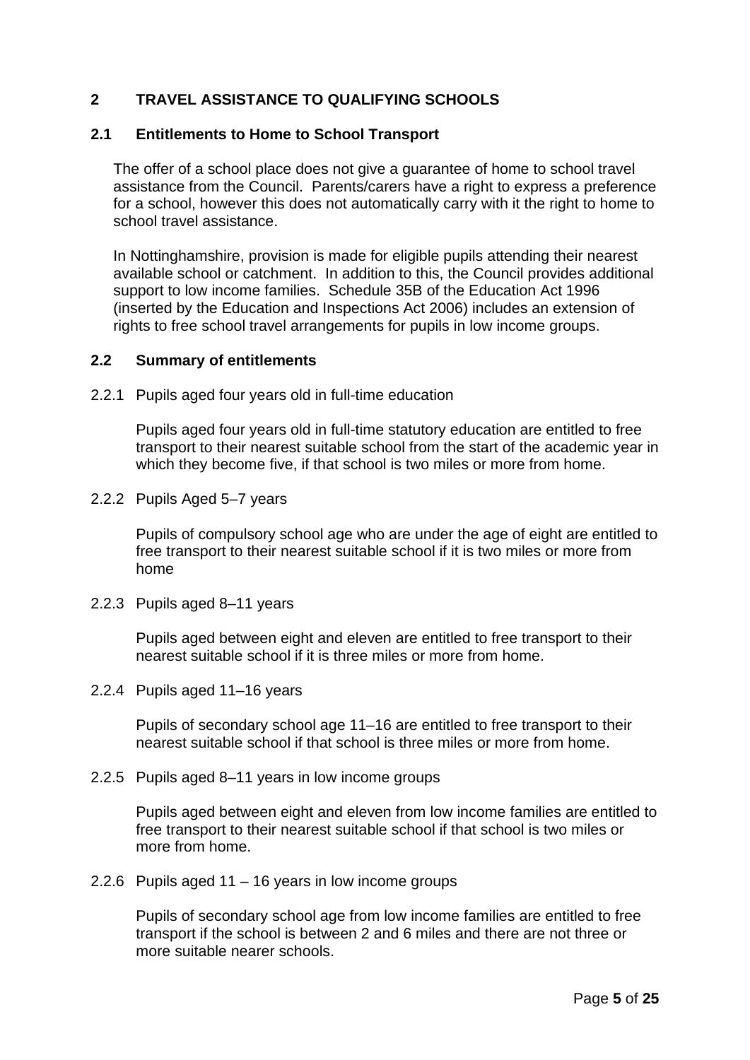## 2 TRAVEL ASSISTANCE TO QUALIFYING SCHOOLS

### 2.1 Entitlements to Home to School Transport

The offer of a school place does not give a guarantee of home to school travel assistance from the Council. Parents/carers have a right to express a preference for a school, however this does not automatically carry with it the right to home to school travel assistance.

In Nottinghamshire, provision is made for eligible pupils attending their nearest available school or catchment. In addition to this, the Council provides additional support to low income families. Schedule 35B of the Education Act 1996 (inserted by the Education and Inspections Act 2006) includes an extension of rights to free school travel arrangements for pupils in low income groups.

### 2.2 Summary of entitlements

2.2.1 Pupils aged four years old in full-time education

Pupils aged four years old in full-time statutory education are entitled to free transport to their nearest suitable school from the start of the academic year in which they become five, if that school is two miles or more from home.

2.2.2 Pupils Aged 5–7 years

Pupils of compulsory school age who are under the age of eight are entitled to free transport to their nearest suitable school if it is two miles or more from home

2.2.3 Pupils aged 8–11 years

Pupils aged between eight and eleven are entitled to free transport to their nearest suitable school if it is three miles or more from home.

2.2.4 Pupils aged 11–16 years

Pupils of secondary school age 11–16 are entitled to free transport to their nearest suitable school if that school is three miles or more from home.

2.2.5 Pupils aged 8–11 years in low income groups

Pupils aged between eight and eleven from low income families are entitled to free transport to their nearest suitable school if that school is two miles or more from home.

2.2.6 Pupils aged 11 – 16 years in low income groups

Pupils of secondary school age from low income families are entitled to free transport if the school is between 2 and 6 miles and there are not three or more suitable nearer schools.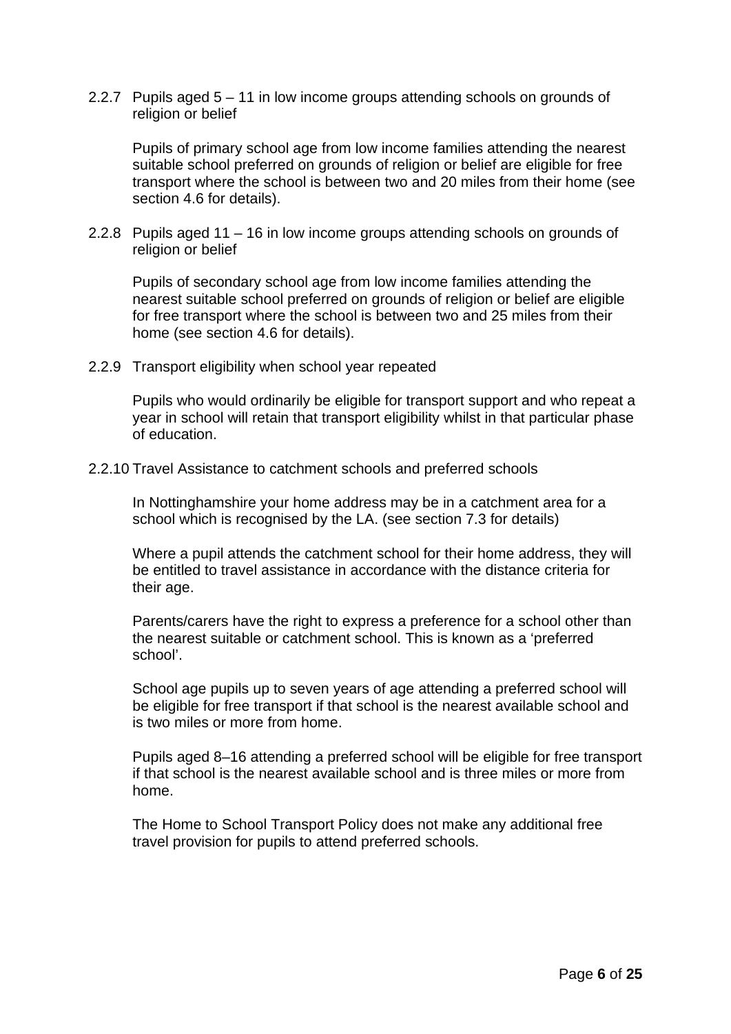2.2.7 Pupils aged 5 – 11 in low income groups attending schools on grounds of religion or belief

Pupils of primary school age from low income families attending the nearest suitable school preferred on grounds of religion or belief are eligible for free transport where the school is between two and 20 miles from their home (see section 4.6 for details).

2.2.8 Pupils aged 11 – 16 in low income groups attending schools on grounds of religion or belief

Pupils of secondary school age from low income families attending the nearest suitable school preferred on grounds of religion or belief are eligible for free transport where the school is between two and 25 miles from their home (see section 4.6 for details).

2.2.9 Transport eligibility when school year repeated

Pupils who would ordinarily be eligible for transport support and who repeat a year in school will retain that transport eligibility whilst in that particular phase of education.

2.2.10 Travel Assistance to catchment schools and preferred schools

In Nottinghamshire your home address may be in a catchment area for a school which is recognised by the LA. (see section 7.3 for details)

Where a pupil attends the catchment school for their home address, they will be entitled to travel assistance in accordance with the distance criteria for their age.

Parents/carers have the right to express a preference for a school other than the nearest suitable or catchment school. This is known as a 'preferred school'.

School age pupils up to seven years of age attending a preferred school will be eligible for free transport if that school is the nearest available school and is two miles or more from home.

Pupils aged 8–16 attending a preferred school will be eligible for free transport if that school is the nearest available school and is three miles or more from home.

The Home to School Transport Policy does not make any additional free travel provision for pupils to attend preferred schools.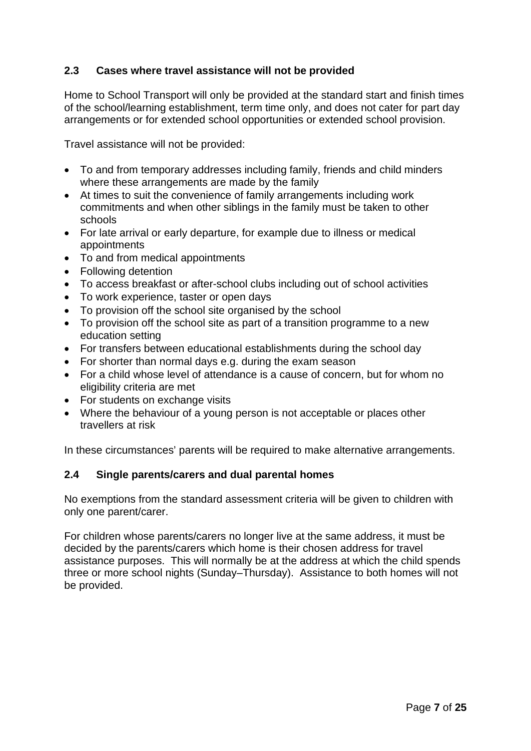### 2.3 Cases where travel assistance will not be provided

Home to School Transport will only be provided at the standard start and finish times of the school/learning establishment, term time only, and does not cater for part day arrangements or for extended school opportunities or extended school provision.

Travel assistance will not be provided:

- To and from temporary addresses including family, friends and child minders where these arrangements are made by the family
- At times to suit the convenience of family arrangements including work commitments and when other siblings in the family must be taken to other schools
- For late arrival or early departure, for example due to illness or medical appointments
- To and from medical appointments
- Following detention
- To access breakfast or after-school clubs including out of school activities
- To work experience, taster or open days
- To provision off the school site organised by the school
- To provision off the school site as part of a transition programme to a new education setting
- For transfers between educational establishments during the school day
- For shorter than normal days e.g. during the exam season
- For a child whose level of attendance is a cause of concern, but for whom no eligibility criteria are met
- For students on exchange visits
- Where the behaviour of a young person is not acceptable or places other travellers at risk

In these circumstances' parents will be required to make alternative arrangements.

### 2.4 Single parents/carers and dual parental homes

No exemptions from the standard assessment criteria will be given to children with only one parent/carer.

For children whose parents/carers no longer live at the same address, it must be decided by the parents/carers which home is their chosen address for travel assistance purposes. This will normally be at the address at which the child spends three or more school nights (Sunday–Thursday). Assistance to both homes will not be provided.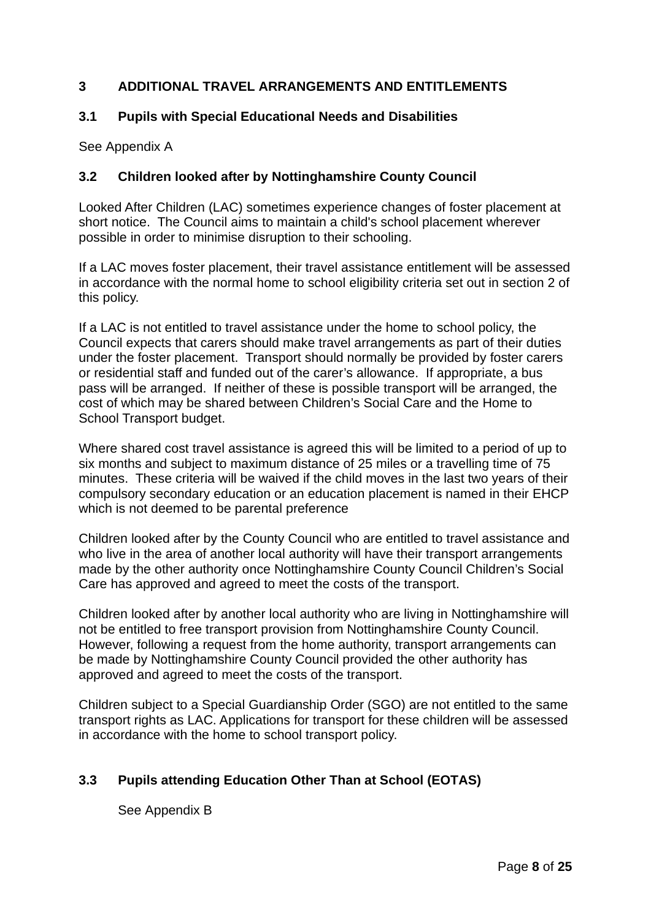## 3 ADDITIONAL TRAVEL ARRANGEMENTS AND ENTITLEMENTS

### 3.1 Pupils with Special Educational Needs and Disabilities

See Appendix A

### 3.2 Children looked after by Nottinghamshire County Council

Looked After Children (LAC) sometimes experience changes of foster placement at short notice. The Council aims to maintain a child's school placement wherever possible in order to minimise disruption to their schooling.

If a LAC moves foster placement, their travel assistance entitlement will be assessed in accordance with the normal home to school eligibility criteria set out in section 2 of this policy.

If a LAC is not entitled to travel assistance under the home to school policy, the Council expects that carers should make travel arrangements as part of their duties under the foster placement. Transport should normally be provided by foster carers or residential staff and funded out of the carer's allowance. If appropriate, a bus pass will be arranged. If neither of these is possible transport will be arranged, the cost of which may be shared between Children's Social Care and the Home to School Transport budget.

Where shared cost travel assistance is agreed this will be limited to a period of up to six months and subject to maximum distance of 25 miles or a travelling time of 75 minutes. These criteria will be waived if the child moves in the last two years of their compulsory secondary education or an education placement is named in their EHCP which is not deemed to be parental preference

Children looked after by the County Council who are entitled to travel assistance and who live in the area of another local authority will have their transport arrangements made by the other authority once Nottinghamshire County Council Children's Social Care has approved and agreed to meet the costs of the transport.

Children looked after by another local authority who are living in Nottinghamshire will not be entitled to free transport provision from Nottinghamshire County Council. However, following a request from the home authority, transport arrangements can be made by Nottinghamshire County Council provided the other authority has approved and agreed to meet the costs of the transport.

Children subject to a Special Guardianship Order (SGO) are not entitled to the same transport rights as LAC. Applications for transport for these children will be assessed in accordance with the home to school transport policy.

### 3.3 Pupils attending Education Other Than at School (EOTAS)

See Appendix B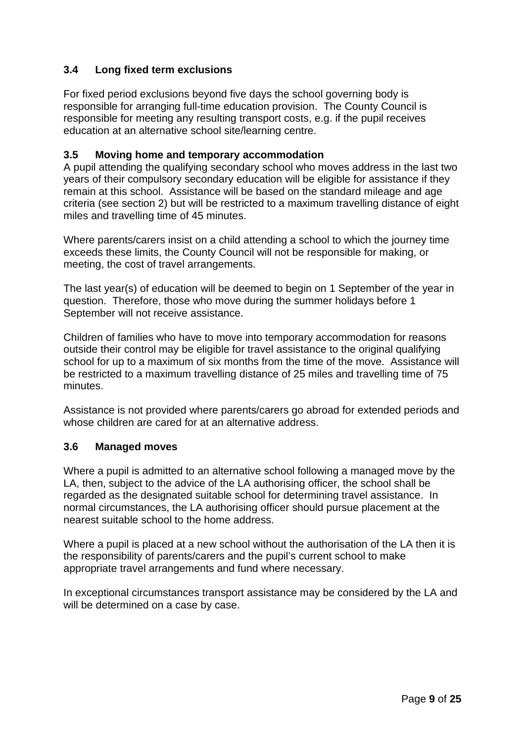### 3.4 Long fixed term exclusions

For fixed period exclusions beyond five days the school governing body is responsible for arranging full-time education provision. The County Council is responsible for meeting any resulting transport costs, e.g. if the pupil receives education at an alternative school site/learning centre.

### 3.5 Moving home and temporary accommodation

A pupil attending the qualifying secondary school who moves address in the last two years of their compulsory secondary education will be eligible for assistance if they remain at this school. Assistance will be based on the standard mileage and age criteria (see section 2) but will be restricted to a maximum travelling distance of eight miles and travelling time of 45 minutes.

Where parents/carers insist on a child attending a school to which the journey time exceeds these limits, the County Council will not be responsible for making, or meeting, the cost of travel arrangements.

The last year(s) of education will be deemed to begin on 1 September of the year in question. Therefore, those who move during the summer holidays before 1 September will not receive assistance.

Children of families who have to move into temporary accommodation for reasons outside their control may be eligible for travel assistance to the original qualifying school for up to a maximum of six months from the time of the move. Assistance will be restricted to a maximum travelling distance of 25 miles and travelling time of 75 minutes.

Assistance is not provided where parents/carers go abroad for extended periods and whose children are cared for at an alternative address.

### 3.6 Managed moves

Where a pupil is admitted to an alternative school following a managed move by the LA, then, subject to the advice of the LA authorising officer, the school shall be regarded as the designated suitable school for determining travel assistance. In normal circumstances, the LA authorising officer should pursue placement at the nearest suitable school to the home address.

Where a pupil is placed at a new school without the authorisation of the LA then it is the responsibility of parents/carers and the pupil's current school to make appropriate travel arrangements and fund where necessary.

In exceptional circumstances transport assistance may be considered by the LA and will be determined on a case by case.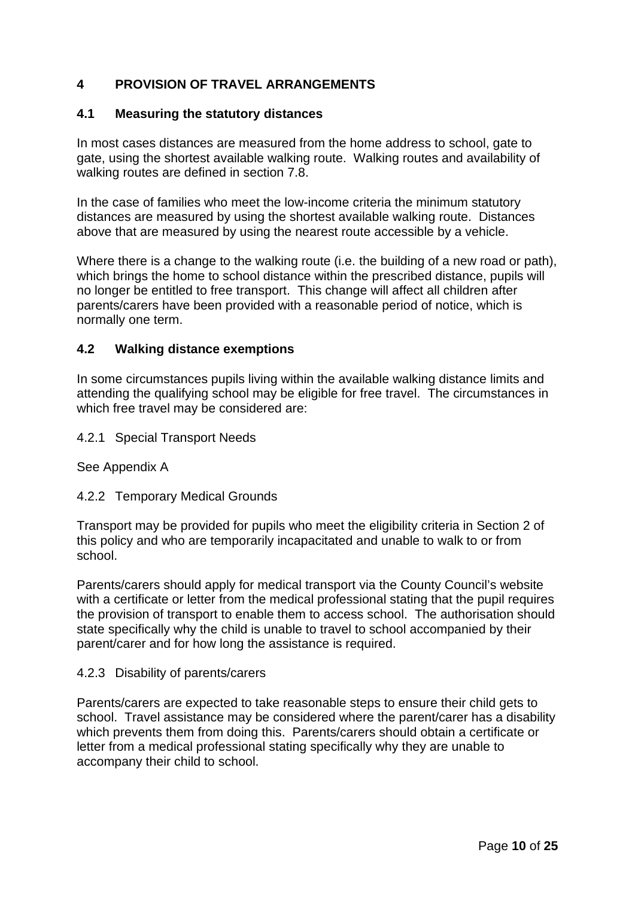## 4 PROVISION OF TRAVEL ARRANGEMENTS

### 4.1 Measuring the statutory distances

In most cases distances are measured from the home address to school, gate to gate, using the shortest available walking route. Walking routes and availability of walking routes are defined in section 7.8.

In the case of families who meet the low-income criteria the minimum statutory distances are measured by using the shortest available walking route. Distances above that are measured by using the nearest route accessible by a vehicle.

Where there is a change to the walking route (i.e. the building of a new road or path), which brings the home to school distance within the prescribed distance, pupils will no longer be entitled to free transport. This change will affect all children after parents/carers have been provided with a reasonable period of notice, which is normally one term.

### 4.2 Walking distance exemptions

In some circumstances pupils living within the available walking distance limits and attending the qualifying school may be eligible for free travel. The circumstances in which free travel may be considered are:

4.2.1 Special Transport Needs

See Appendix A

4.2.2 Temporary Medical Grounds

Transport may be provided for pupils who meet the eligibility criteria in Section 2 of this policy and who are temporarily incapacitated and unable to walk to or from school.

Parents/carers should apply for medical transport via the County Council's website with a certificate or letter from the medical professional stating that the pupil requires the provision of transport to enable them to access school. The authorisation should state specifically why the child is unable to travel to school accompanied by their parent/carer and for how long the assistance is required.

4.2.3 Disability of parents/carers

Parents/carers are expected to take reasonable steps to ensure their child gets to school. Travel assistance may be considered where the parent/carer has a disability which prevents them from doing this. Parents/carers should obtain a certificate or letter from a medical professional stating specifically why they are unable to accompany their child to school.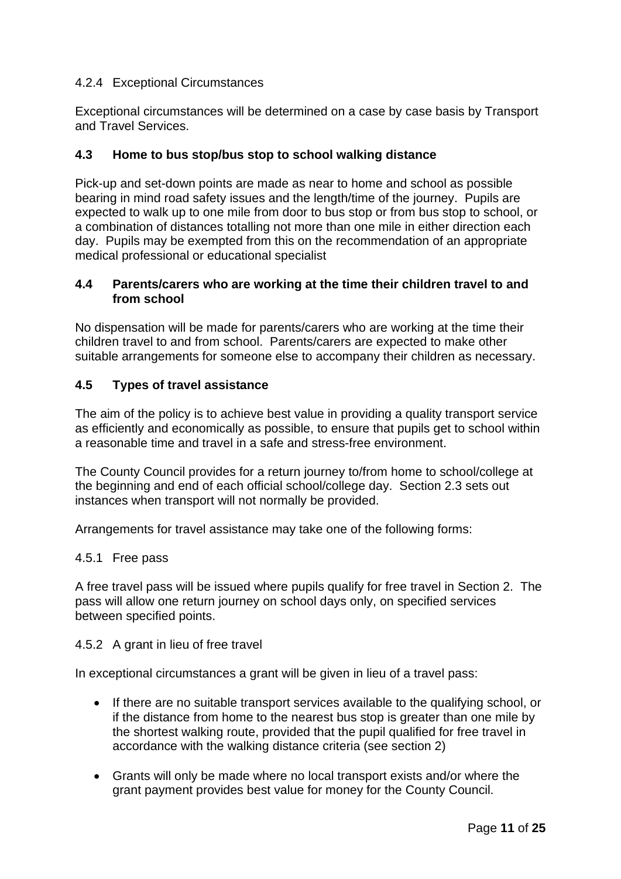#### 4.2.4 Exceptional Circumstances

Exceptional circumstances will be determined on a case by case basis by Transport and Travel Services.

### 4.3 Home to bus stop/bus stop to school walking distance

Pick-up and set-down points are made as near to home and school as possible bearing in mind road safety issues and the length/time of the journey. Pupils are expected to walk up to one mile from door to bus stop or from bus stop to school, or a combination of distances totalling not more than one mile in either direction each day. Pupils may be exempted from this on the recommendation of an appropriate medical professional or educational specialist

### 4.4 Parents/carers who are working at the time their children travel to and from school

No dispensation will be made for parents/carers who are working at the time their children travel to and from school. Parents/carers are expected to make other suitable arrangements for someone else to accompany their children as necessary.

### 4.5 Types of travel assistance

The aim of the policy is to achieve best value in providing a quality transport service as efficiently and economically as possible, to ensure that pupils get to school within a reasonable time and travel in a safe and stress-free environment.

The County Council provides for a return journey to/from home to school/college at the beginning and end of each official school/college day. Section 2.3 sets out instances when transport will not normally be provided.

Arrangements for travel assistance may take one of the following forms:

#### 4.5.1 Free pass

A free travel pass will be issued where pupils qualify for free travel in Section 2. The pass will allow one return journey on school days only, on specified services between specified points.

#### 4.5.2 A grant in lieu of free travel

In exceptional circumstances a grant will be given in lieu of a travel pass:

- If there are no suitable transport services available to the qualifying school, or if the distance from home to the nearest bus stop is greater than one mile by the shortest walking route, provided that the pupil qualified for free travel in accordance with the walking distance criteria (see section 2)

- Grants will only be made where no local transport exists and/or where the grant payment provides best value for money for the County Council.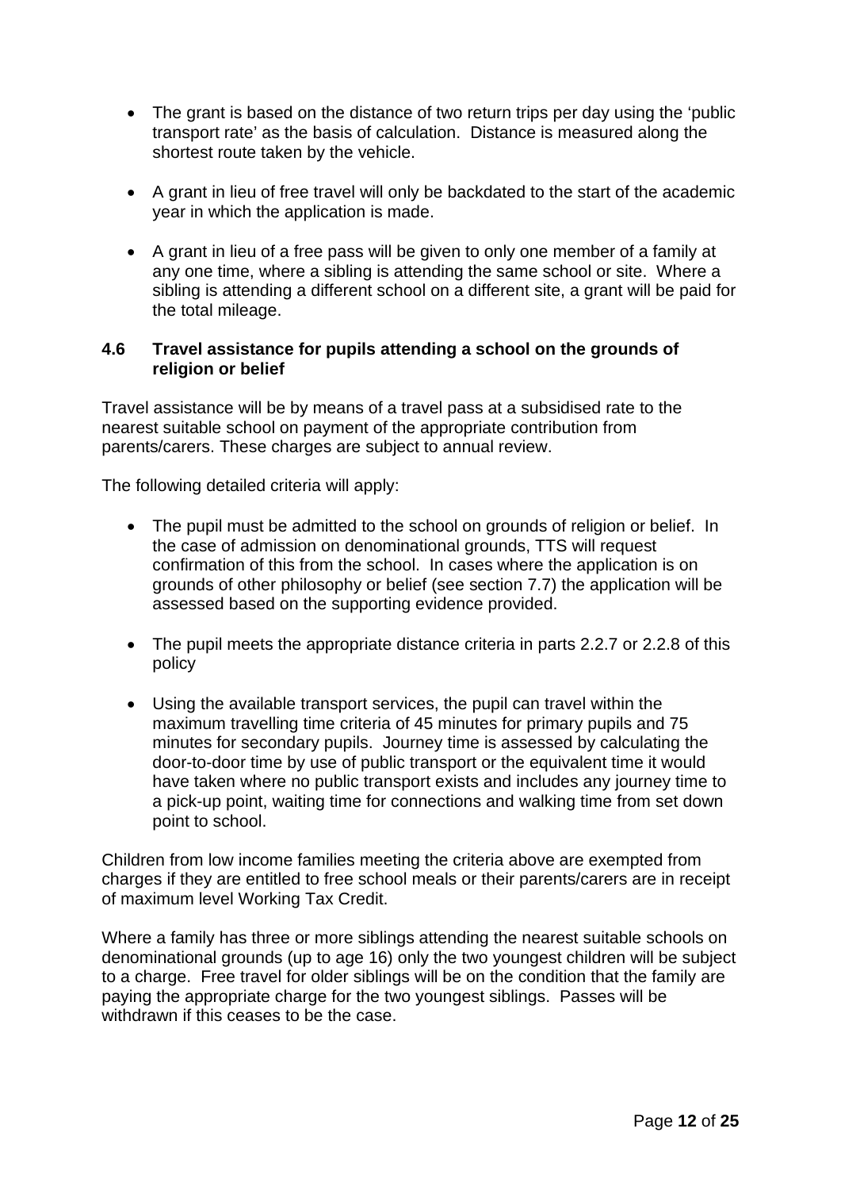- The grant is based on the distance of two return trips per day using the 'public transport rate' as the basis of calculation. Distance is measured along the shortest route taken by the vehicle.

- A grant in lieu of free travel will only be backdated to the start of the academic year in which the application is made.

- A grant in lieu of a free pass will be given to only one member of a family at any one time, where a sibling is attending the same school or site. Where a sibling is attending a different school on a different site, a grant will be paid for the total mileage.

### 4.6 Travel assistance for pupils attending a school on the grounds of religion or belief

Travel assistance will be by means of a travel pass at a subsidised rate to the nearest suitable school on payment of the appropriate contribution from parents/carers. These charges are subject to annual review.

The following detailed criteria will apply:

- The pupil must be admitted to the school on grounds of religion or belief. In the case of admission on denominational grounds, TTS will request confirmation of this from the school. In cases where the application is on grounds of other philosophy or belief (see section 7.7) the application will be assessed based on the supporting evidence provided.

- The pupil meets the appropriate distance criteria in parts 2.2.7 or 2.2.8 of this policy

- Using the available transport services, the pupil can travel within the maximum travelling time criteria of 45 minutes for primary pupils and 75 minutes for secondary pupils. Journey time is assessed by calculating the door-to-door time by use of public transport or the equivalent time it would have taken where no public transport exists and includes any journey time to a pick-up point, waiting time for connections and walking time from set down point to school.

Children from low income families meeting the criteria above are exempted from charges if they are entitled to free school meals or their parents/carers are in receipt of maximum level Working Tax Credit.

Where a family has three or more siblings attending the nearest suitable schools on denominational grounds (up to age 16) only the two youngest children will be subject to a charge. Free travel for older siblings will be on the condition that the family are paying the appropriate charge for the two youngest siblings. Passes will be withdrawn if this ceases to be the case.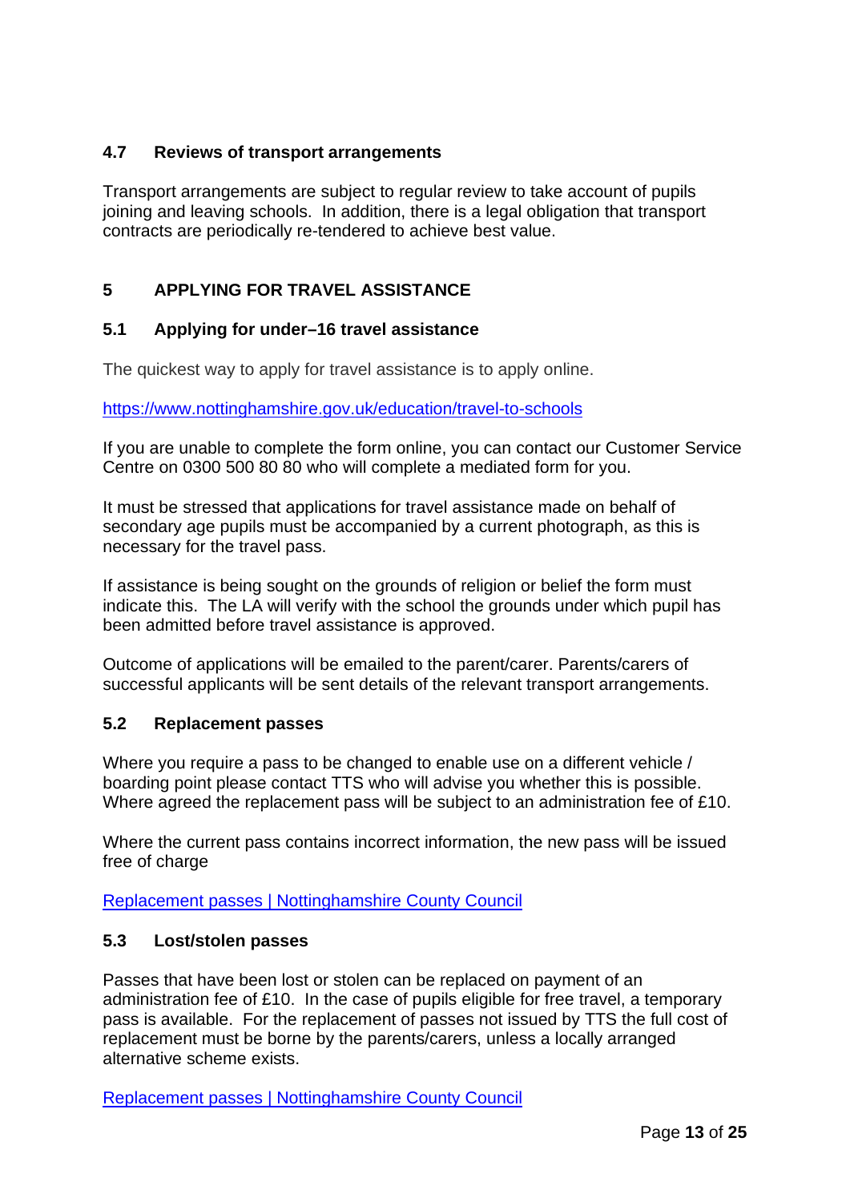### 4.7 Reviews of transport arrangements

Transport arrangements are subject to regular review to take account of pupils joining and leaving schools. In addition, there is a legal obligation that transport contracts are periodically re-tendered to achieve best value.

## 5 APPLYING FOR TRAVEL ASSISTANCE

### 5.1 Applying for under–16 travel assistance

The quickest way to apply for travel assistance is to apply online.

[https://www.nottinghamshire.gov.uk/education/travel-to-schools](https://www.nottinghamshire.gov.uk/education/travel-to-schools)

If you are unable to complete the form online, you can contact our Customer Service Centre on 0300 500 80 80 who will complete a mediated form for you.

It must be stressed that applications for travel assistance made on behalf of secondary age pupils must be accompanied by a current photograph, as this is necessary for the travel pass.

If assistance is being sought on the grounds of religion or belief the form must indicate this. The LA will verify with the school the grounds under which pupil has been admitted before travel assistance is approved.

Outcome of applications will be emailed to the parent/carer. Parents/carers of successful applicants will be sent details of the relevant transport arrangements.

### 5.2 Replacement passes

Where you require a pass to be changed to enable use on a different vehicle / boarding point please contact TTS who will advise you whether this is possible. Where agreed the replacement pass will be subject to an administration fee of £10.

Where the current pass contains incorrect information, the new pass will be issued free of charge

Replacement passes | Nottinghamshire County Council

### 5.3 Lost/stolen passes

Passes that have been lost or stolen can be replaced on payment of an administration fee of £10. In the case of pupils eligible for free travel, a temporary pass is available. For the replacement of passes not issued by TTS the full cost of replacement must be borne by the parents/carers, unless a locally arranged alternative scheme exists.

Replacement passes | Nottinghamshire County Council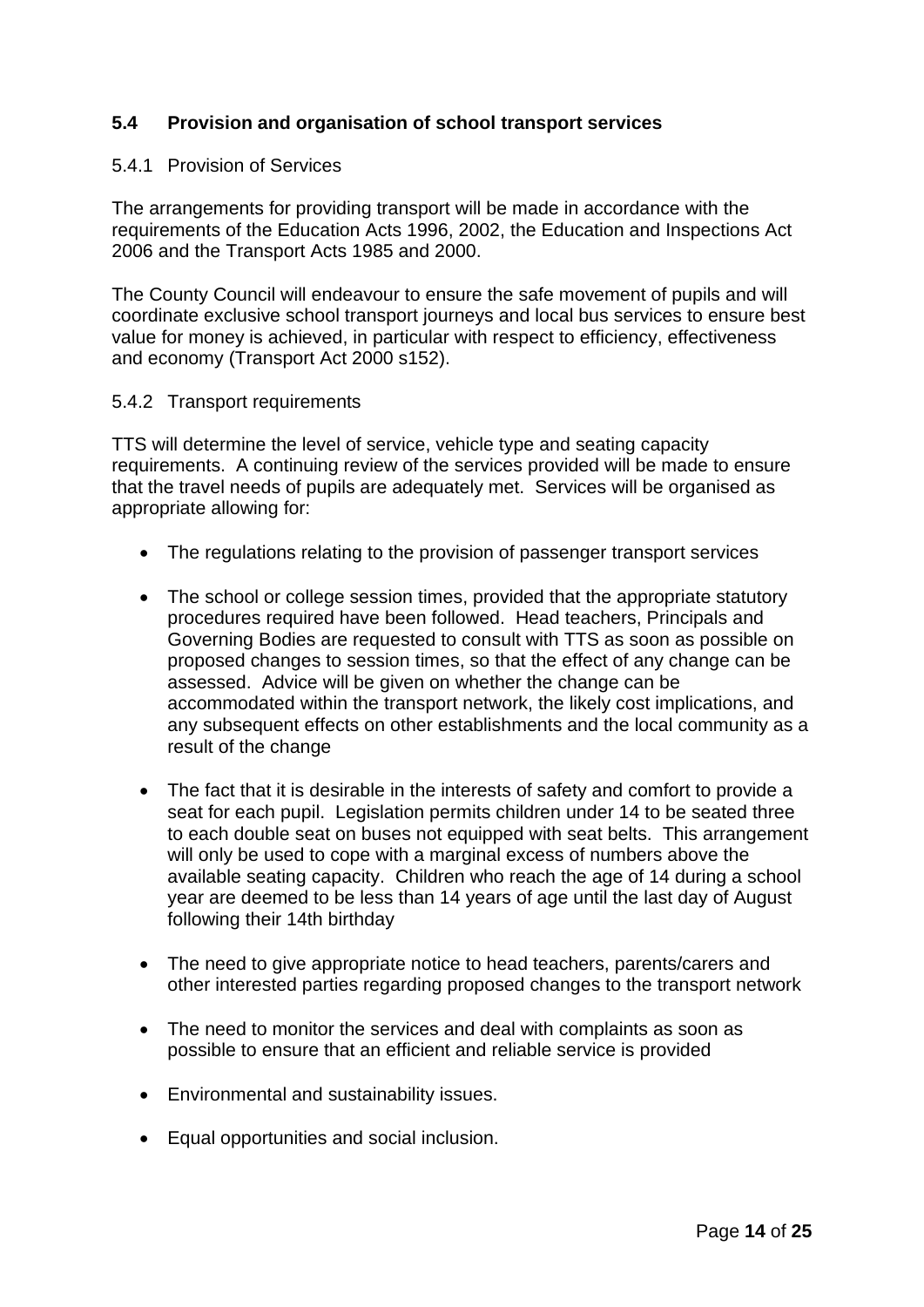## 5.4 Provision and organisation of school transport services

### 5.4.1 Provision of Services

The arrangements for providing transport will be made in accordance with the requirements of the Education Acts 1996, 2002, the Education and Inspections Act 2006 and the Transport Acts 1985 and 2000.

The County Council will endeavour to ensure the safe movement of pupils and will coordinate exclusive school transport journeys and local bus services to ensure best value for money is achieved, in particular with respect to efficiency, effectiveness and economy (Transport Act 2000 s152).

### 5.4.2 Transport requirements

TTS will determine the level of service, vehicle type and seating capacity requirements. A continuing review of the services provided will be made to ensure that the travel needs of pupils are adequately met. Services will be organised as appropriate allowing for:

- The regulations relating to the provision of passenger transport services
- The school or college session times, provided that the appropriate statutory procedures required have been followed. Head teachers, Principals and Governing Bodies are requested to consult with TTS as soon as possible on proposed changes to session times, so that the effect of any change can be assessed. Advice will be given on whether the change can be accommodated within the transport network, the likely cost implications, and any subsequent effects on other establishments and the local community as a result of the change
- The fact that it is desirable in the interests of safety and comfort to provide a seat for each pupil. Legislation permits children under 14 to be seated three to each double seat on buses not equipped with seat belts. This arrangement will only be used to cope with a marginal excess of numbers above the available seating capacity. Children who reach the age of 14 during a school year are deemed to be less than 14 years of age until the last day of August following their 14th birthday
- The need to give appropriate notice to head teachers, parents/carers and other interested parties regarding proposed changes to the transport network
- The need to monitor the services and deal with complaints as soon as possible to ensure that an efficient and reliable service is provided
- Environmental and sustainability issues.
- Equal opportunities and social inclusion.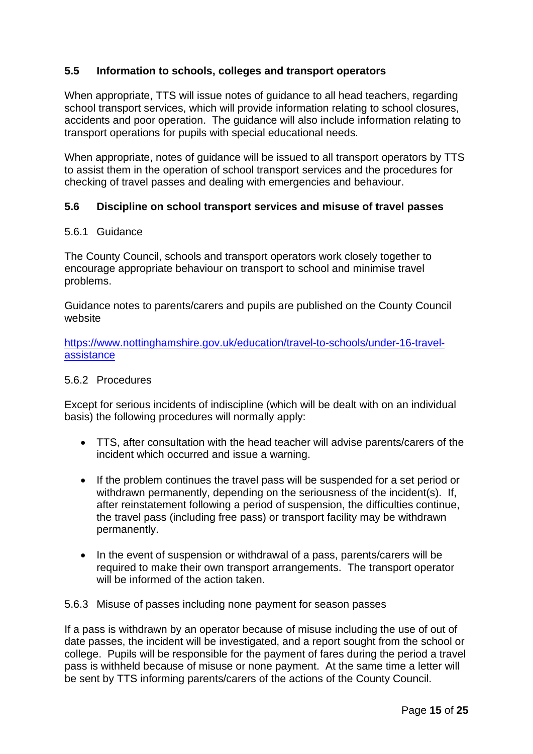### 5.5 Information to schools, colleges and transport operators

When appropriate, TTS will issue notes of guidance to all head teachers, regarding school transport services, which will provide information relating to school closures, accidents and poor operation. The guidance will also include information relating to transport operations for pupils with special educational needs.

When appropriate, notes of guidance will be issued to all transport operators by TTS to assist them in the operation of school transport services and the procedures for checking of travel passes and dealing with emergencies and behaviour.

### 5.6 Discipline on school transport services and misuse of travel passes

#### 5.6.1 Guidance

The County Council, schools and transport operators work closely together to encourage appropriate behaviour on transport to school and minimise travel problems.

Guidance notes to parents/carers and pupils are published on the County Council website

[https://www.nottinghamshire.gov.uk/education/travel-to-schools/under-16-travel-assistance](https://www.nottinghamshire.gov.uk/education/travel-to-schools/under-16-travel-assistance)

#### 5.6.2 Procedures

Except for serious incidents of indiscipline (which will be dealt with on an individual basis) the following procedures will normally apply:

- TTS, after consultation with the head teacher will advise parents/carers of the incident which occurred and issue a warning.
- If the problem continues the travel pass will be suspended for a set period or withdrawn permanently, depending on the seriousness of the incident(s). If, after reinstatement following a period of suspension, the difficulties continue, the travel pass (including free pass) or transport facility may be withdrawn permanently.
- In the event of suspension or withdrawal of a pass, parents/carers will be required to make their own transport arrangements. The transport operator will be informed of the action taken.

#### 5.6.3 Misuse of passes including none payment for season passes

If a pass is withdrawn by an operator because of misuse including the use of out of date passes, the incident will be investigated, and a report sought from the school or college. Pupils will be responsible for the payment of fares during the period a travel pass is withheld because of misuse or none payment. At the same time a letter will be sent by TTS informing parents/carers of the actions of the County Council.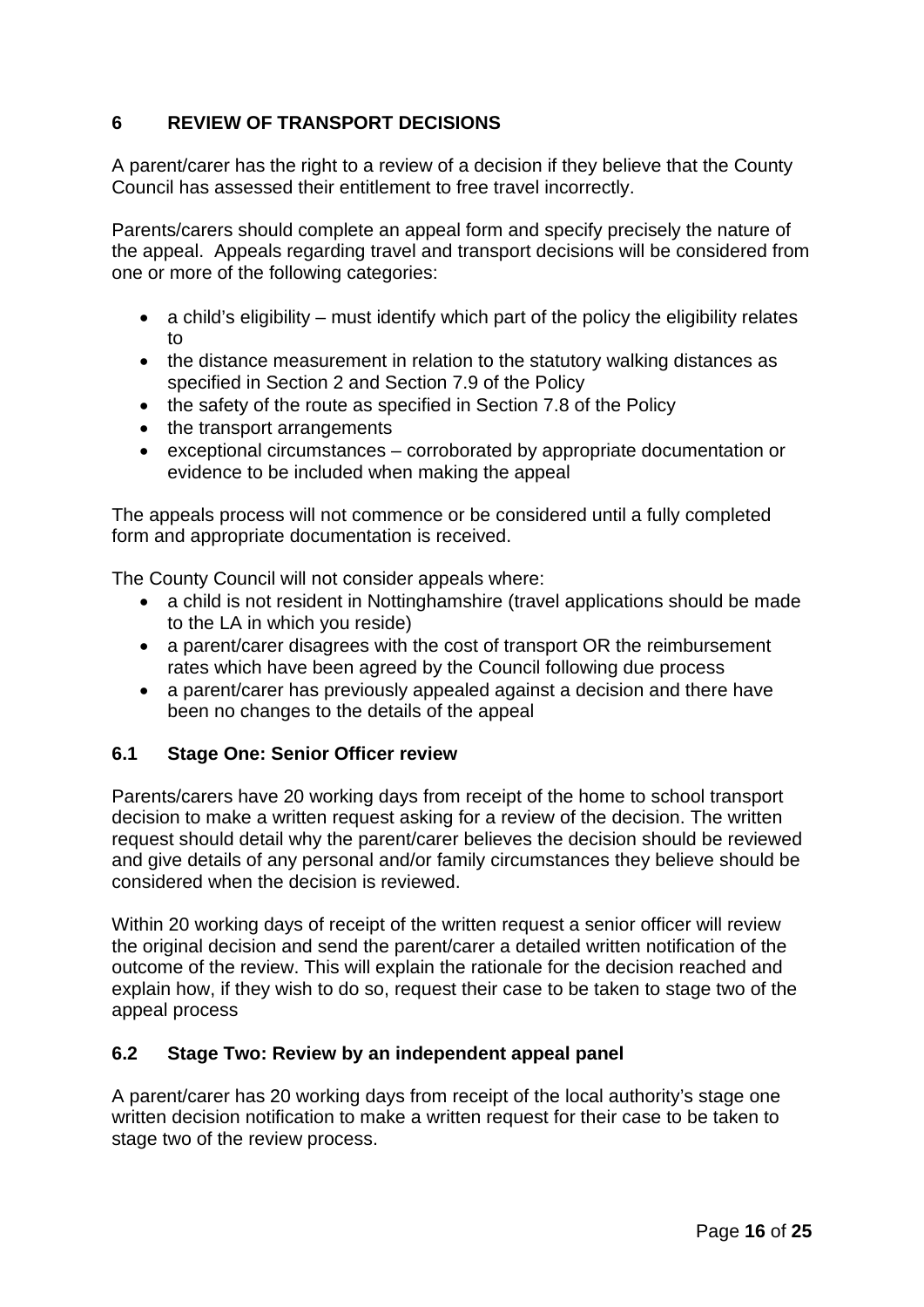## 6 REVIEW OF TRANSPORT DECISIONS

A parent/carer has the right to a review of a decision if they believe that the County Council has assessed their entitlement to free travel incorrectly.

Parents/carers should complete an appeal form and specify precisely the nature of the appeal. Appeals regarding travel and transport decisions will be considered from one or more of the following categories:

- a child's eligibility – must identify which part of the policy the eligibility relates to
- the distance measurement in relation to the statutory walking distances as specified in Section 2 and Section 7.9 of the Policy
- the safety of the route as specified in Section 7.8 of the Policy
- the transport arrangements
- exceptional circumstances – corroborated by appropriate documentation or evidence to be included when making the appeal

The appeals process will not commence or be considered until a fully completed form and appropriate documentation is received.

The County Council will not consider appeals where:

- a child is not resident in Nottinghamshire (travel applications should be made to the LA in which you reside)
- a parent/carer disagrees with the cost of transport OR the reimbursement rates which have been agreed by the Council following due process
- a parent/carer has previously appealed against a decision and there have been no changes to the details of the appeal

### 6.1 Stage One: Senior Officer review

Parents/carers have 20 working days from receipt of the home to school transport decision to make a written request asking for a review of the decision. The written request should detail why the parent/carer believes the decision should be reviewed and give details of any personal and/or family circumstances they believe should be considered when the decision is reviewed.

Within 20 working days of receipt of the written request a senior officer will review the original decision and send the parent/carer a detailed written notification of the outcome of the review. This will explain the rationale for the decision reached and explain how, if they wish to do so, request their case to be taken to stage two of the appeal process

### 6.2 Stage Two: Review by an independent appeal panel

A parent/carer has 20 working days from receipt of the local authority's stage one written decision notification to make a written request for their case to be taken to stage two of the review process.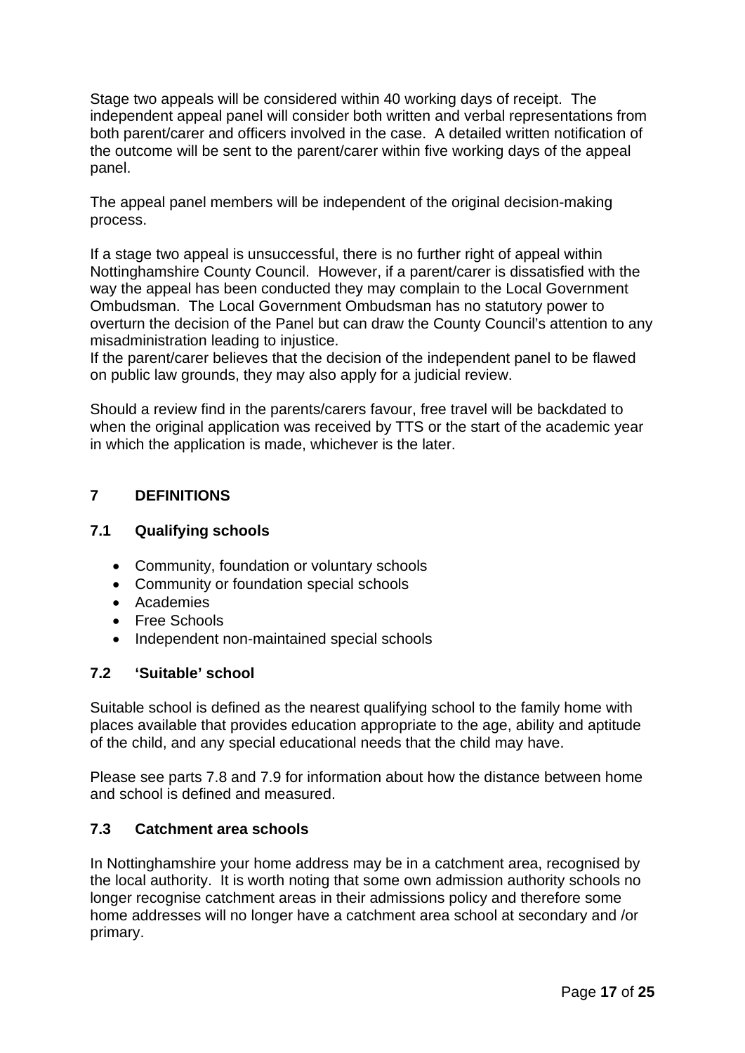Stage two appeals will be considered within 40 working days of receipt. The independent appeal panel will consider both written and verbal representations from both parent/carer and officers involved in the case. A detailed written notification of the outcome will be sent to the parent/carer within five working days of the appeal panel.

The appeal panel members will be independent of the original decision-making process.

If a stage two appeal is unsuccessful, there is no further right of appeal within Nottinghamshire County Council. However, if a parent/carer is dissatisfied with the way the appeal has been conducted they may complain to the Local Government Ombudsman. The Local Government Ombudsman has no statutory power to overturn the decision of the Panel but can draw the County Council's attention to any misadministration leading to injustice.
If the parent/carer believes that the decision of the independent panel to be flawed on public law grounds, they may also apply for a judicial review.

Should a review find in the parents/carers favour, free travel will be backdated to when the original application was received by TTS or the start of the academic year in which the application is made, whichever is the later.

## 7 DEFINITIONS

### 7.1 Qualifying schools

- Community, foundation or voluntary schools
- Community or foundation special schools
- Academies
- Free Schools
- Independent non-maintained special schools

### 7.2 'Suitable' school

Suitable school is defined as the nearest qualifying school to the family home with places available that provides education appropriate to the age, ability and aptitude of the child, and any special educational needs that the child may have.

Please see parts 7.8 and 7.9 for information about how the distance between home and school is defined and measured.

### 7.3 Catchment area schools

In Nottinghamshire your home address may be in a catchment area, recognised by the local authority. It is worth noting that some own admission authority schools no longer recognise catchment areas in their admissions policy and therefore some home addresses will no longer have a catchment area school at secondary and /or primary.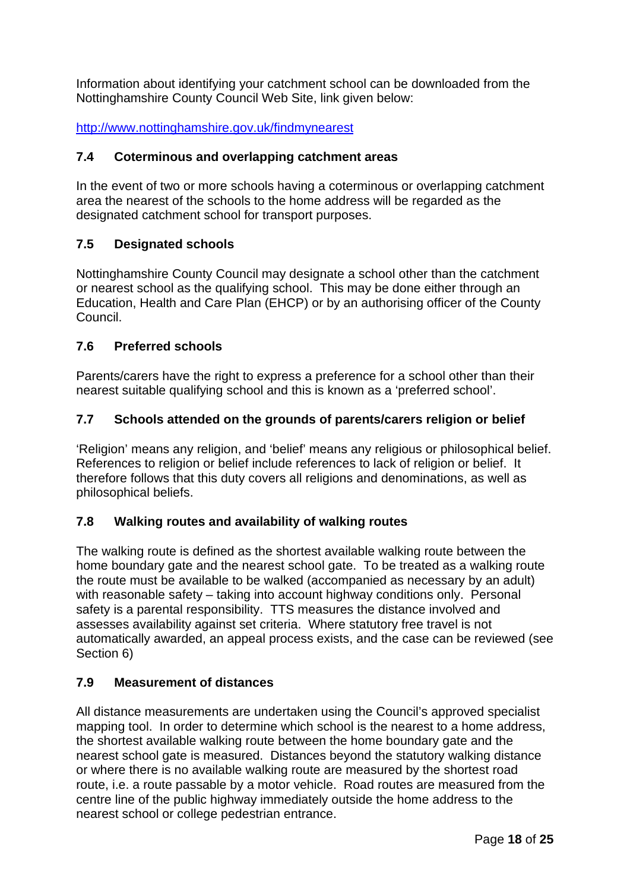Information about identifying your catchment school can be downloaded from the Nottinghamshire County Council Web Site, link given below:

[http://www.nottinghamshire.gov.uk/findmynearest](http://www.nottinghamshire.gov.uk/findmynearest)

### 7.4 Coterminous and overlapping catchment areas

In the event of two or more schools having a coterminous or overlapping catchment area the nearest of the schools to the home address will be regarded as the designated catchment school for transport purposes.

### 7.5 Designated schools

Nottinghamshire County Council may designate a school other than the catchment or nearest school as the qualifying school. This may be done either through an Education, Health and Care Plan (EHCP) or by an authorising officer of the County Council.

### 7.6 Preferred schools

Parents/carers have the right to express a preference for a school other than their nearest suitable qualifying school and this is known as a 'preferred school'.

### 7.7 Schools attended on the grounds of parents/carers religion or belief

'Religion' means any religion, and 'belief' means any religious or philosophical belief. References to religion or belief include references to lack of religion or belief. It therefore follows that this duty covers all religions and denominations, as well as philosophical beliefs.

### 7.8 Walking routes and availability of walking routes

The walking route is defined as the shortest available walking route between the home boundary gate and the nearest school gate. To be treated as a walking route the route must be available to be walked (accompanied as necessary by an adult) with reasonable safety – taking into account highway conditions only. Personal safety is a parental responsibility. TTS measures the distance involved and assesses availability against set criteria. Where statutory free travel is not automatically awarded, an appeal process exists, and the case can be reviewed (see Section 6)

### 7.9 Measurement of distances

All distance measurements are undertaken using the Council's approved specialist mapping tool. In order to determine which school is the nearest to a home address, the shortest available walking route between the home boundary gate and the nearest school gate is measured. Distances beyond the statutory walking distance or where there is no available walking route are measured by the shortest road route, i.e. a route passable by a motor vehicle. Road routes are measured from the centre line of the public highway immediately outside the home address to the nearest school or college pedestrian entrance.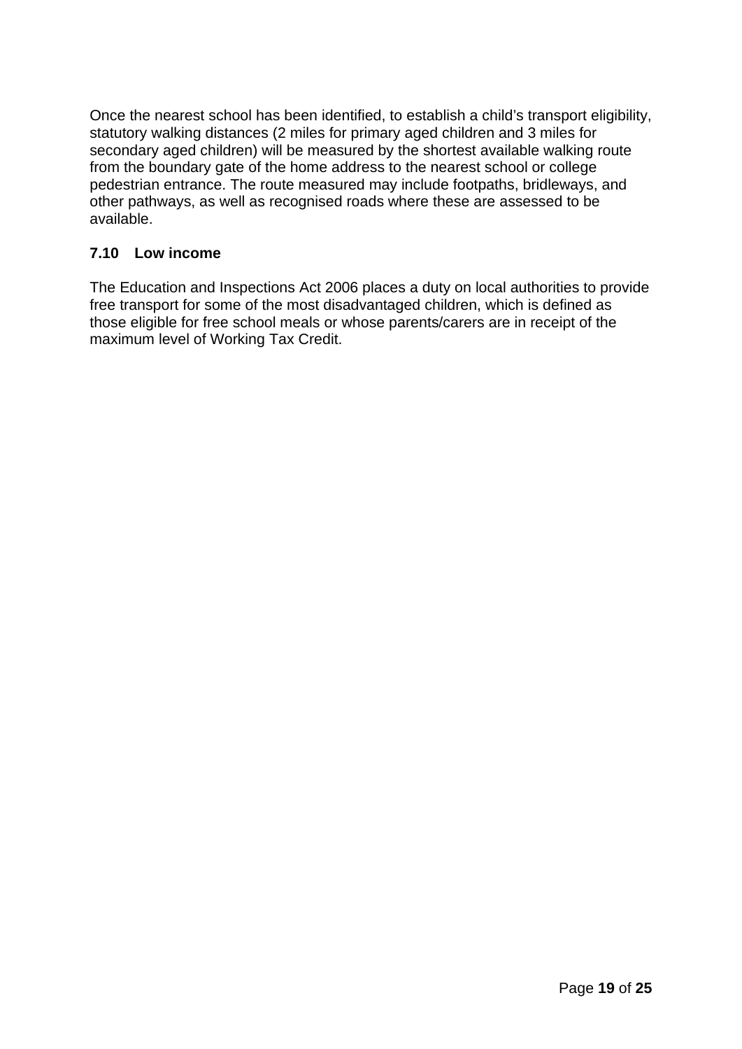Once the nearest school has been identified, to establish a child's transport eligibility, statutory walking distances (2 miles for primary aged children and 3 miles for secondary aged children) will be measured by the shortest available walking route from the boundary gate of the home address to the nearest school or college pedestrian entrance. The route measured may include footpaths, bridleways, and other pathways, as well as recognised roads where these are assessed to be available.

### 7.10 Low income

The Education and Inspections Act 2006 places a duty on local authorities to provide free transport for some of the most disadvantaged children, which is defined as those eligible for free school meals or whose parents/carers are in receipt of the maximum level of Working Tax Credit.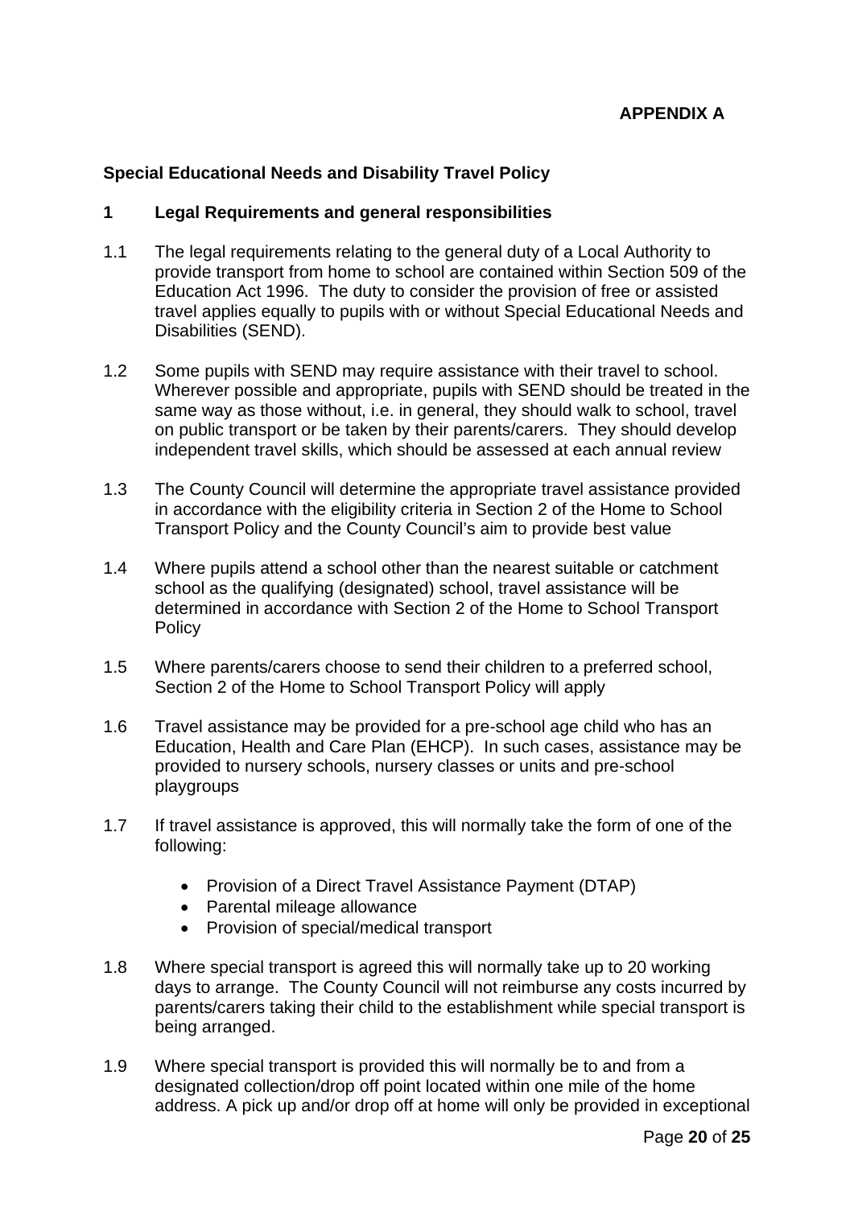**APPENDIX A**

## Special Educational Needs and Disability Travel Policy

### 1 Legal Requirements and general responsibilities

1.1 The legal requirements relating to the general duty of a Local Authority to provide transport from home to school are contained within Section 509 of the Education Act 1996. The duty to consider the provision of free or assisted travel applies equally to pupils with or without Special Educational Needs and Disabilities (SEND).

1.2 Some pupils with SEND may require assistance with their travel to school. Wherever possible and appropriate, pupils with SEND should be treated in the same way as those without, i.e. in general, they should walk to school, travel on public transport or be taken by their parents/carers. They should develop independent travel skills, which should be assessed at each annual review

1.3 The County Council will determine the appropriate travel assistance provided in accordance with the eligibility criteria in Section 2 of the Home to School Transport Policy and the County Council's aim to provide best value

1.4 Where pupils attend a school other than the nearest suitable or catchment school as the qualifying (designated) school, travel assistance will be determined in accordance with Section 2 of the Home to School Transport Policy

1.5 Where parents/carers choose to send their children to a preferred school, Section 2 of the Home to School Transport Policy will apply

1.6 Travel assistance may be provided for a pre-school age child who has an Education, Health and Care Plan (EHCP). In such cases, assistance may be provided to nursery schools, nursery classes or units and pre-school playgroups

1.7 If travel assistance is approved, this will normally take the form of one of the following:

- Provision of a Direct Travel Assistance Payment (DTAP)
- Parental mileage allowance
- Provision of special/medical transport

1.8 Where special transport is agreed this will normally take up to 20 working days to arrange. The County Council will not reimburse any costs incurred by parents/carers taking their child to the establishment while special transport is being arranged.

1.9 Where special transport is provided this will normally be to and from a designated collection/drop off point located within one mile of the home address. A pick up and/or drop off at home will only be provided in exceptional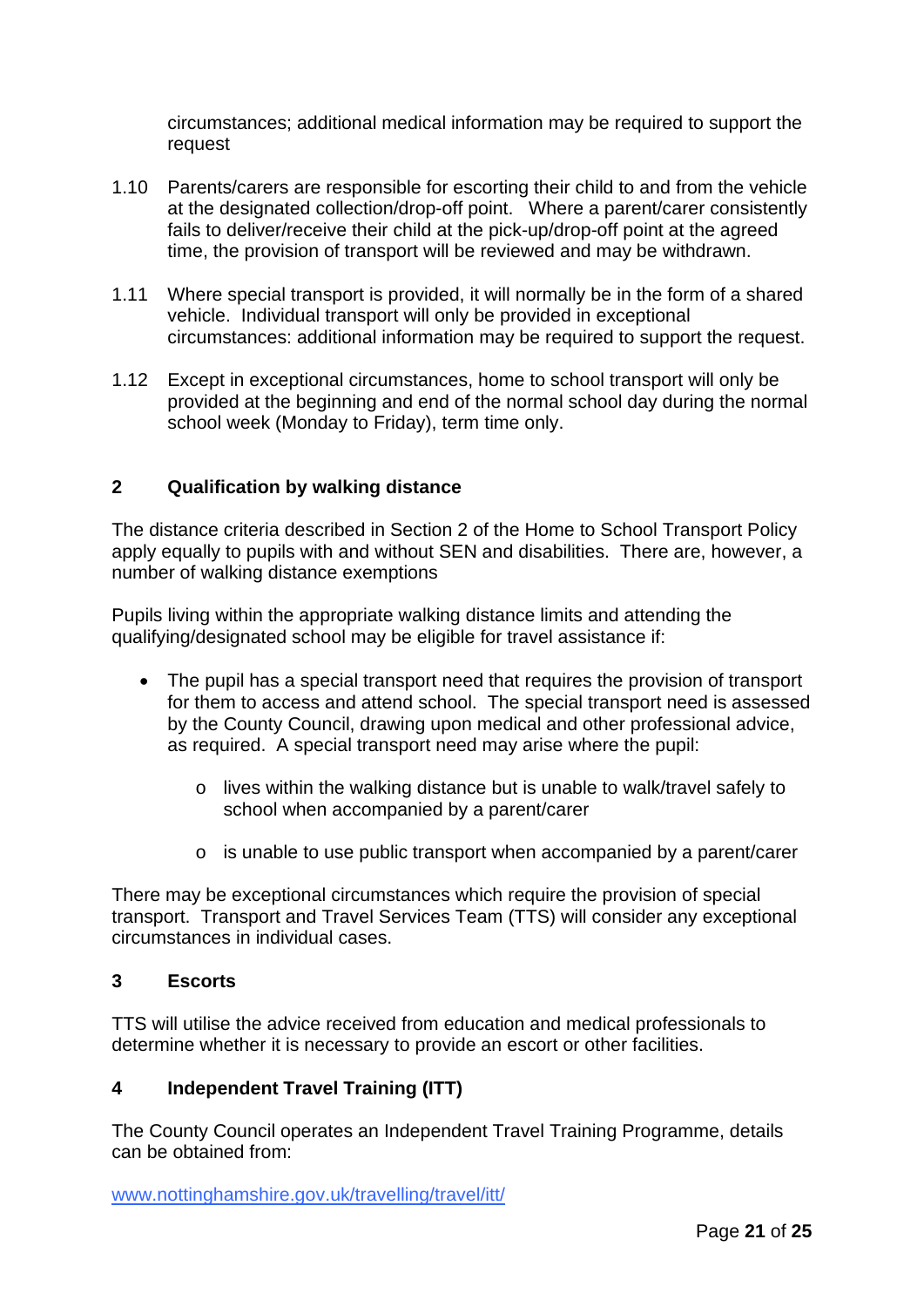circumstances; additional medical information may be required to support the request

1.10 Parents/carers are responsible for escorting their child to and from the vehicle at the designated collection/drop-off point. Where a parent/carer consistently fails to deliver/receive their child at the pick-up/drop-off point at the agreed time, the provision of transport will be reviewed and may be withdrawn.

1.11 Where special transport is provided, it will normally be in the form of a shared vehicle. Individual transport will only be provided in exceptional circumstances: additional information may be required to support the request.

1.12 Except in exceptional circumstances, home to school transport will only be provided at the beginning and end of the normal school day during the normal school week (Monday to Friday), term time only.

## 2 Qualification by walking distance

The distance criteria described in Section 2 of the Home to School Transport Policy apply equally to pupils with and without SEN and disabilities. There are, however, a number of walking distance exemptions

Pupils living within the appropriate walking distance limits and attending the qualifying/designated school may be eligible for travel assistance if:

- The pupil has a special transport need that requires the provision of transport for them to access and attend school. The special transport need is assessed by the County Council, drawing upon medical and other professional advice, as required. A special transport need may arise where the pupil:
  - lives within the walking distance but is unable to walk/travel safely to school when accompanied by a parent/carer
  - is unable to use public transport when accompanied by a parent/carer

There may be exceptional circumstances which require the provision of special transport. Transport and Travel Services Team (TTS) will consider any exceptional circumstances in individual cases.

## 3 Escorts

TTS will utilise the advice received from education and medical professionals to determine whether it is necessary to provide an escort or other facilities.

## 4 Independent Travel Training (ITT)

The County Council operates an Independent Travel Training Programme, details can be obtained from:

www.nottinghamshire.gov.uk/travelling/travel/itt/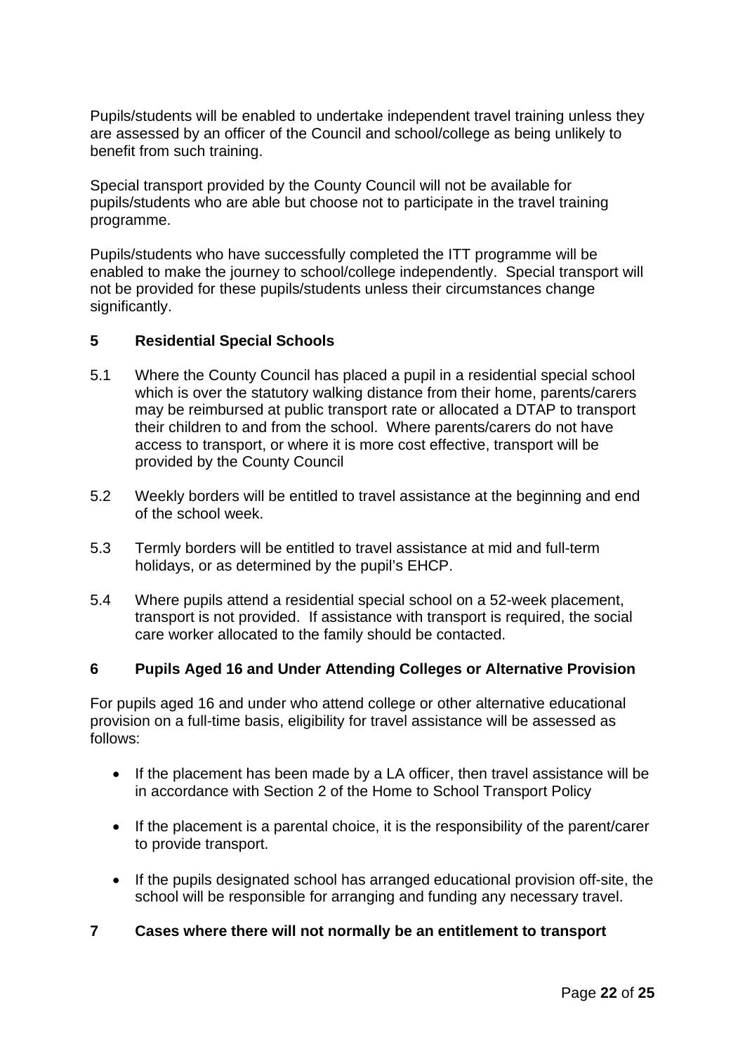Pupils/students will be enabled to undertake independent travel training unless they are assessed by an officer of the Council and school/college as being unlikely to benefit from such training.

Special transport provided by the County Council will not be available for pupils/students who are able but choose not to participate in the travel training programme.

Pupils/students who have successfully completed the ITT programme will be enabled to make the journey to school/college independently. Special transport will not be provided for these pupils/students unless their circumstances change significantly.

## 5 Residential Special Schools

5.1 Where the County Council has placed a pupil in a residential special school which is over the statutory walking distance from their home, parents/carers may be reimbursed at public transport rate or allocated a DTAP to transport their children to and from the school. Where parents/carers do not have access to transport, or where it is more cost effective, transport will be provided by the County Council

5.2 Weekly borders will be entitled to travel assistance at the beginning and end of the school week.

5.3 Termly borders will be entitled to travel assistance at mid and full-term holidays, or as determined by the pupil's EHCP.

5.4 Where pupils attend a residential special school on a 52-week placement, transport is not provided. If assistance with transport is required, the social care worker allocated to the family should be contacted.

## 6 Pupils Aged 16 and Under Attending Colleges or Alternative Provision

For pupils aged 16 and under who attend college or other alternative educational provision on a full-time basis, eligibility for travel assistance will be assessed as follows:

- If the placement has been made by a LA officer, then travel assistance will be in accordance with Section 2 of the Home to School Transport Policy
- If the placement is a parental choice, it is the responsibility of the parent/carer to provide transport.
- If the pupils designated school has arranged educational provision off-site, the school will be responsible for arranging and funding any necessary travel.

## 7 Cases where there will not normally be an entitlement to transport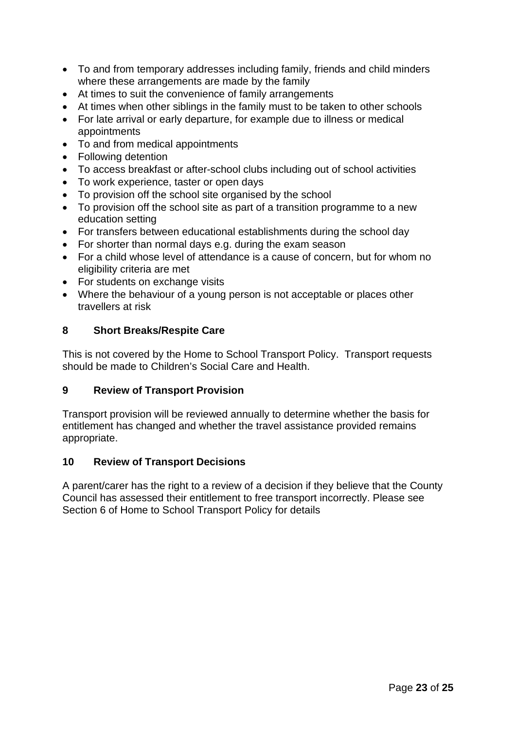- To and from temporary addresses including family, friends and child minders where these arrangements are made by the family
- At times to suit the convenience of family arrangements
- At times when other siblings in the family must to be taken to other schools
- For late arrival or early departure, for example due to illness or medical appointments
- To and from medical appointments
- Following detention
- To access breakfast or after-school clubs including out of school activities
- To work experience, taster or open days
- To provision off the school site organised by the school
- To provision off the school site as part of a transition programme to a new education setting
- For transfers between educational establishments during the school day
- For shorter than normal days e.g. during the exam season
- For a child whose level of attendance is a cause of concern, but for whom no eligibility criteria are met
- For students on exchange visits
- Where the behaviour of a young person is not acceptable or places other travellers at risk

## 8 Short Breaks/Respite Care

This is not covered by the Home to School Transport Policy. Transport requests should be made to Children's Social Care and Health.

## 9 Review of Transport Provision

Transport provision will be reviewed annually to determine whether the basis for entitlement has changed and whether the travel assistance provided remains appropriate.

## 10 Review of Transport Decisions

A parent/carer has the right to a review of a decision if they believe that the County Council has assessed their entitlement to free transport incorrectly. Please see Section 6 of Home to School Transport Policy for details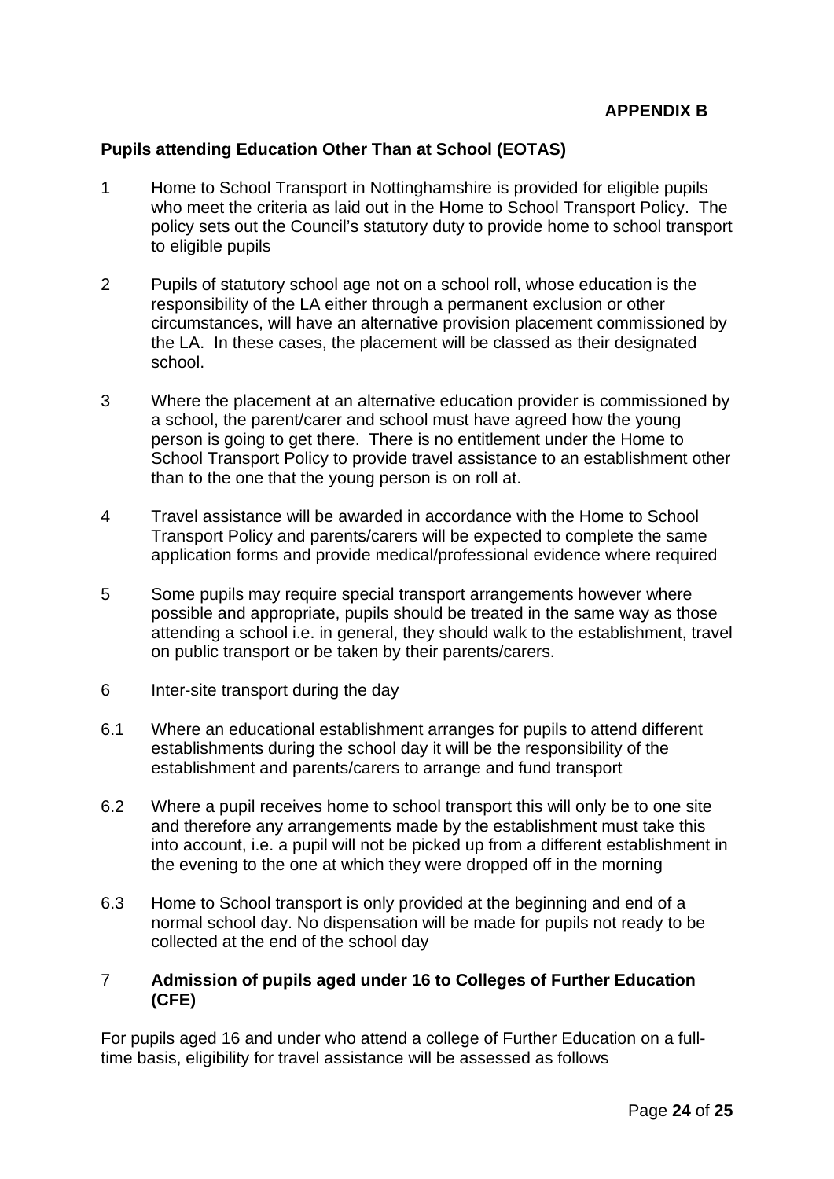**APPENDIX B**

**Pupils attending Education Other Than at School (EOTAS)**

1 Home to School Transport in Nottinghamshire is provided for eligible pupils who meet the criteria as laid out in the Home to School Transport Policy. The policy sets out the Council's statutory duty to provide home to school transport to eligible pupils

2 Pupils of statutory school age not on a school roll, whose education is the responsibility of the LA either through a permanent exclusion or other circumstances, will have an alternative provision placement commissioned by the LA. In these cases, the placement will be classed as their designated school.

3 Where the placement at an alternative education provider is commissioned by a school, the parent/carer and school must have agreed how the young person is going to get there. There is no entitlement under the Home to School Transport Policy to provide travel assistance to an establishment other than to the one that the young person is on roll at.

4 Travel assistance will be awarded in accordance with the Home to School Transport Policy and parents/carers will be expected to complete the same application forms and provide medical/professional evidence where required

5 Some pupils may require special transport arrangements however where possible and appropriate, pupils should be treated in the same way as those attending a school i.e. in general, they should walk to the establishment, travel on public transport or be taken by their parents/carers.

6 Inter-site transport during the day

6.1 Where an educational establishment arranges for pupils to attend different establishments during the school day it will be the responsibility of the establishment and parents/carers to arrange and fund transport

6.2 Where a pupil receives home to school transport this will only be to one site and therefore any arrangements made by the establishment must take this into account, i.e. a pupil will not be picked up from a different establishment in the evening to the one at which they were dropped off in the morning

6.3 Home to School transport is only provided at the beginning and end of a normal school day. No dispensation will be made for pupils not ready to be collected at the end of the school day

7 **Admission of pupils aged under 16 to Colleges of Further Education (CFE)**

For pupils aged 16 and under who attend a college of Further Education on a full-time basis, eligibility for travel assistance will be assessed as follows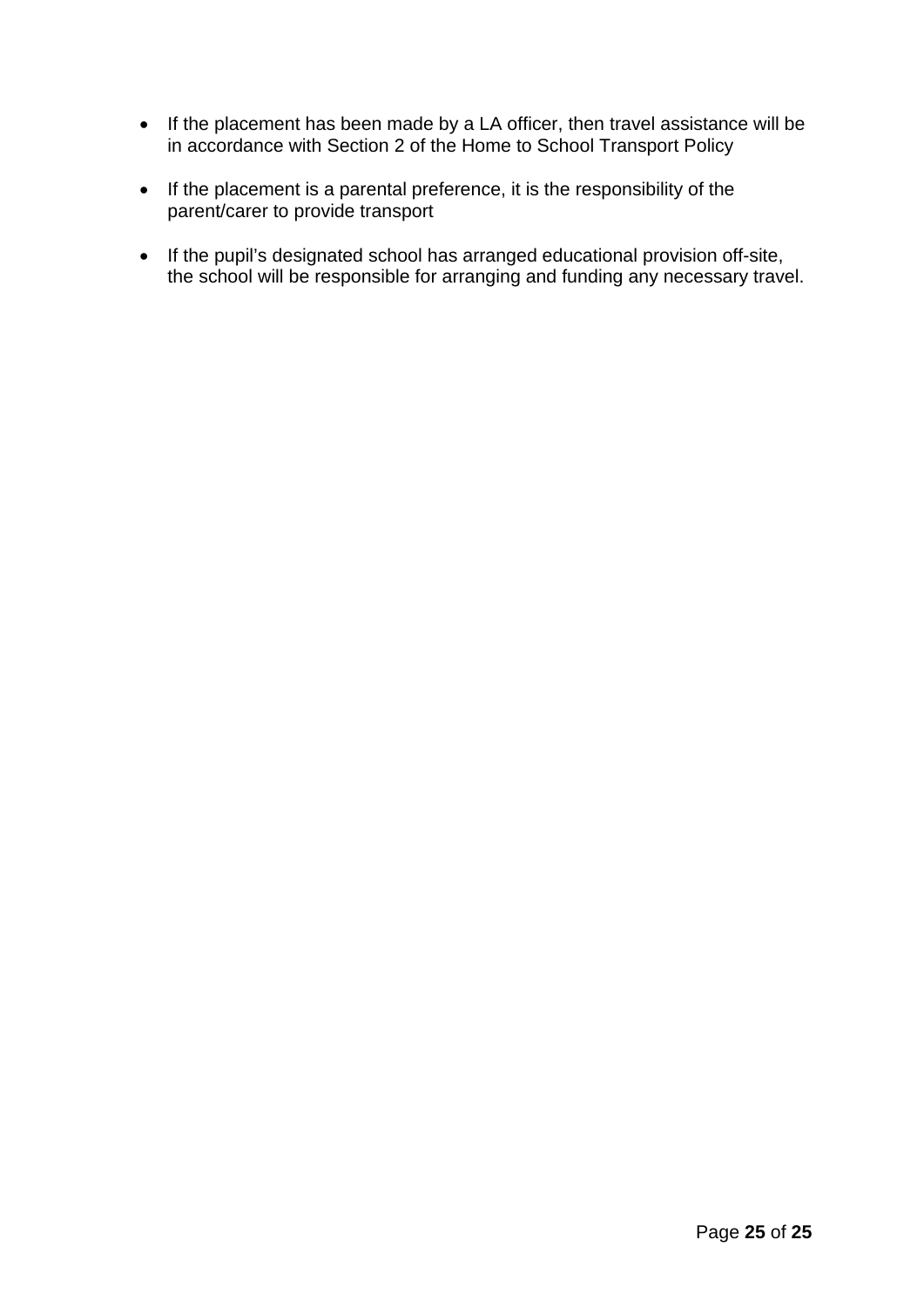- If the placement has been made by a LA officer, then travel assistance will be in accordance with Section 2 of the Home to School Transport Policy

- If the placement is a parental preference, it is the responsibility of the parent/carer to provide transport

- If the pupil's designated school has arranged educational provision off-site, the school will be responsible for arranging and funding any necessary travel.